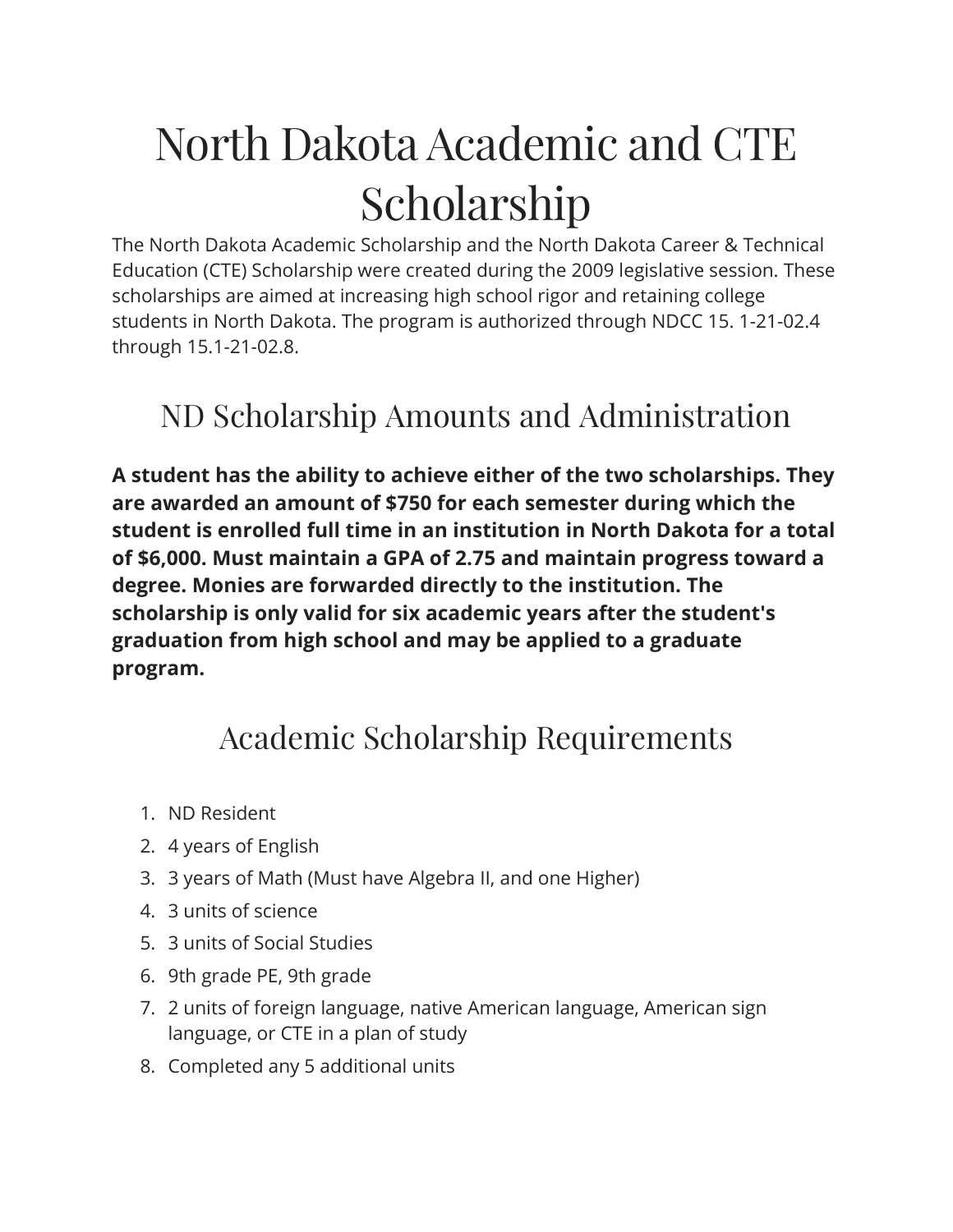# North Dakota Academic and CTE Scholarship

The North Dakota Academic Scholarship and the North Dakota Career & Technical Education (CTE) Scholarship were created during the 2009 legislative session. These scholarships are aimed at increasing high school rigor and retaining college students in North Dakota. The program is authorized through NDCC 15. 1-21-02.4 through 15.1-21-02.8.

## ND Scholarship Amounts and Administration

**A student has the ability to achieve either of the two scholarships. They are awarded an amount of $750 for each semester during which the student is enrolled full time in an institution in North Dakota for a total of $6,000. Must maintain a GPA of 2.75 and maintain progress toward a degree. Monies are forwarded directly to the institution. The scholarship is only valid for six academic years after the student's graduation from high school and may be applied to a graduate program.**

## Academic Scholarship Requirements

1. ND Resident
2. 4 years of English
3. 3 years of Math (Must have Algebra II, and one Higher)
4. 3 units of science
5. 3 units of Social Studies
6. 9th grade PE, 9th grade
7. 2 units of foreign language, native American language, American sign language, or CTE in a plan of study
8. Completed any 5 additional units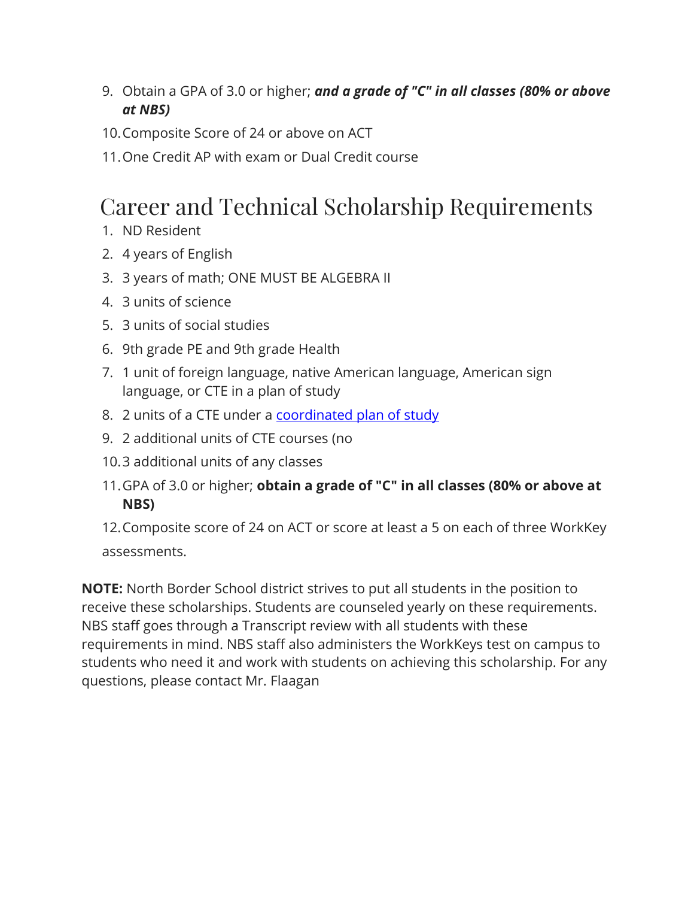9. Obtain a GPA of 3.0 or higher; ***and a grade of "C" in all classes (80% or above at NBS)***
10. Composite Score of 24 or above on ACT
11. One Credit AP with exam or Dual Credit course

## Career and Technical Scholarship Requirements

1. ND Resident
2. 4 years of English
3. 3 years of math; ONE MUST BE ALGEBRA II
4. 3 units of science
5. 3 units of social studies
6. 9th grade PE and 9th grade Health
7. 1 unit of foreign language, native American language, American sign language, or CTE in a plan of study
8. 2 units of a CTE under a [coordinated plan of study]()
9. 2 additional units of CTE courses (no
10. 3 additional units of any classes
11. GPA of 3.0 or higher; **obtain a grade of "C" in all classes (80% or above at NBS)**
12. Composite score of 24 on ACT or score at least a 5 on each of three WorkKey assessments.

**NOTE:** North Border School district strives to put all students in the position to receive these scholarships. Students are counseled yearly on these requirements. NBS staff goes through a Transcript review with all students with these requirements in mind. NBS staff also administers the WorkKeys test on campus to students who need it and work with students on achieving this scholarship. For any questions, please contact Mr. Flaagan